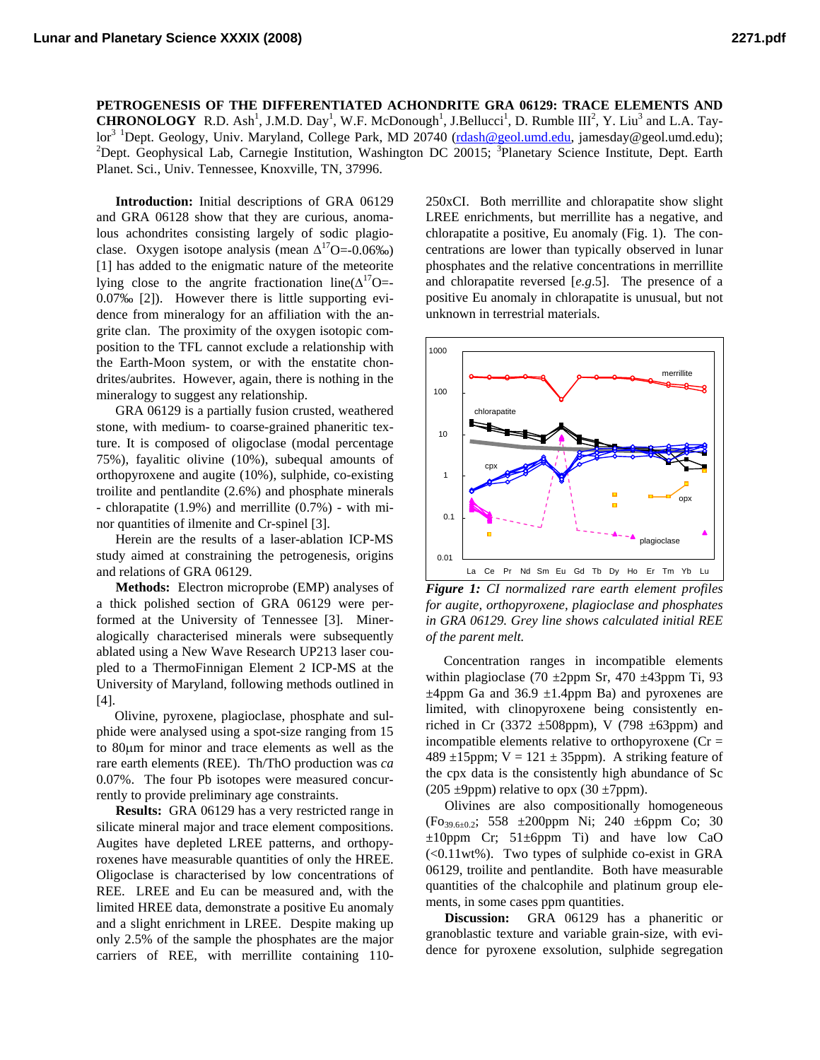**PETROGENESIS OF THE DIFFERENTIATED ACHONDRITE GRA 06129: TRACE ELEMENTS AND CHRONOLOGY** R.D. Ash[1], J.M.D. Day[1], W.F. McDonough[1], J.Bellucci[1], D. Rumble III[2], Y. Liu[3] and L.A. Taylor[3] [1]Dept. Geology, Univ. Maryland, College Park, MD 20740 (rdash@geol.umd.edu, jamesday@geol.umd.edu); [2]Dept. Geophysical Lab, Carnegie Institution, Washington DC 20015; [3]Planetary Science Institute, Dept. Earth Planet. Sci., Univ. Tennessee, Knoxville, TN, 37996.

**Introduction:** Initial descriptions of GRA 06129 and GRA 06128 show that they are curious, anomalous achondrites consisting largely of sodic plagioclase. Oxygen isotope analysis (mean $\Delta^{17}O$=-0.06‰) [1] has added to the enigmatic nature of the meteorite lying close to the angrite fractionation line($\Delta^{17}O$=-0.07‰ [2]). However there is little supporting evidence from mineralogy for an affiliation with the angrite clan. The proximity of the oxygen isotopic composition to the TFL cannot exclude a relationship with the Earth-Moon system, or with the enstatite chondrites/aubrites. However, again, there is nothing in the mineralogy to suggest any relationship.

GRA 06129 is a partially fusion crusted, weathered stone, with medium- to coarse-grained phaneritic texture. It is composed of oligoclase (modal percentage 75%), fayalitic olivine (10%), subequal amounts of orthopyroxene and augite (10%), sulphide, co-existing troilite and pentlandite (2.6%) and phosphate minerals - chlorapatite (1.9%) and merrillite (0.7%) - with minor quantities of ilmenite and Cr-spinel [3].

Herein are the results of a laser-ablation ICP-MS study aimed at constraining the petrogenesis, origins and relations of GRA 06129.

**Methods:** Electron microprobe (EMP) analyses of a thick polished section of GRA 06129 were performed at the University of Tennessee [3]. Mineralogically characterised minerals were subsequently ablated using a New Wave Research UP213 laser coupled to a ThermoFinnigan Element 2 ICP-MS at the University of Maryland, following methods outlined in [4].

Olivine, pyroxene, plagioclase, phosphate and sulphide were analysed using a spot-size ranging from 15 to 80μm for minor and trace elements as well as the rare earth elements (REE). Th/ThO production was *ca* 0.07%. The four Pb isotopes were measured concurrently to provide preliminary age constraints.

**Results:** GRA 06129 has a very restricted range in silicate mineral major and trace element compositions. Augites have depleted LREE patterns, and orthopyroxenes have measurable quantities of only the HREE. Oligoclase is characterised by low concentrations of REE. LREE and Eu can be measured and, with the limited HREE data, demonstrate a positive Eu anomaly and a slight enrichment in LREE. Despite making up only 2.5% of the sample the phosphates are the major carriers of REE, with merrillite containing 110-250xCI. Both merrillite and chlorapatite show slight LREE enrichments, but merrillite has a negative, and chlorapatite a positive, Eu anomaly (Fig. 1). The concentrations are lower than typically observed in lunar phosphates and the relative concentrations in merrillite and chlorapatite reversed [*e.g.*5]. The presence of a positive Eu anomaly in chlorapatite is unusual, but not unknown in terrestrial materials.

*Figure 1: CI normalized rare earth element profiles for augite, orthopyroxene, plagioclase and phosphates in GRA 06129. Grey line shows calculated initial REE of the parent melt.*

Concentration ranges in incompatible elements within plagioclase (70 ±2ppm Sr, 470 ±43ppm Ti, 93 ±4ppm Ga and 36.9 ±1.4ppm Ba) and pyroxenes are limited, with clinopyroxene being consistently enriched in Cr (3372 ±508ppm), V (798 ±63ppm) and incompatible elements relative to orthopyroxene (Cr = 489 ±15ppm; V = 121 ± 35ppm). A striking feature of the cpx data is the consistently high abundance of Sc (205 ±9ppm) relative to opx (30 ±7ppm).

Olivines are also compositionally homogeneous ($Fo_{39.6\pm0.2}$; 558 ±200ppm Ni; 240 ±6ppm Co; 30 ±10ppm Cr; 51±6ppm Ti) and have low CaO (<0.11wt%). Two types of sulphide co-exist in GRA 06129, troilite and pentlandite. Both have measurable quantities of the chalcophile and platinum group elements, in some cases ppm quantities.

**Discussion:** GRA 06129 has a phaneritic or granoblastic texture and variable grain-size, with evidence for pyroxene exsolution, sulphide segregation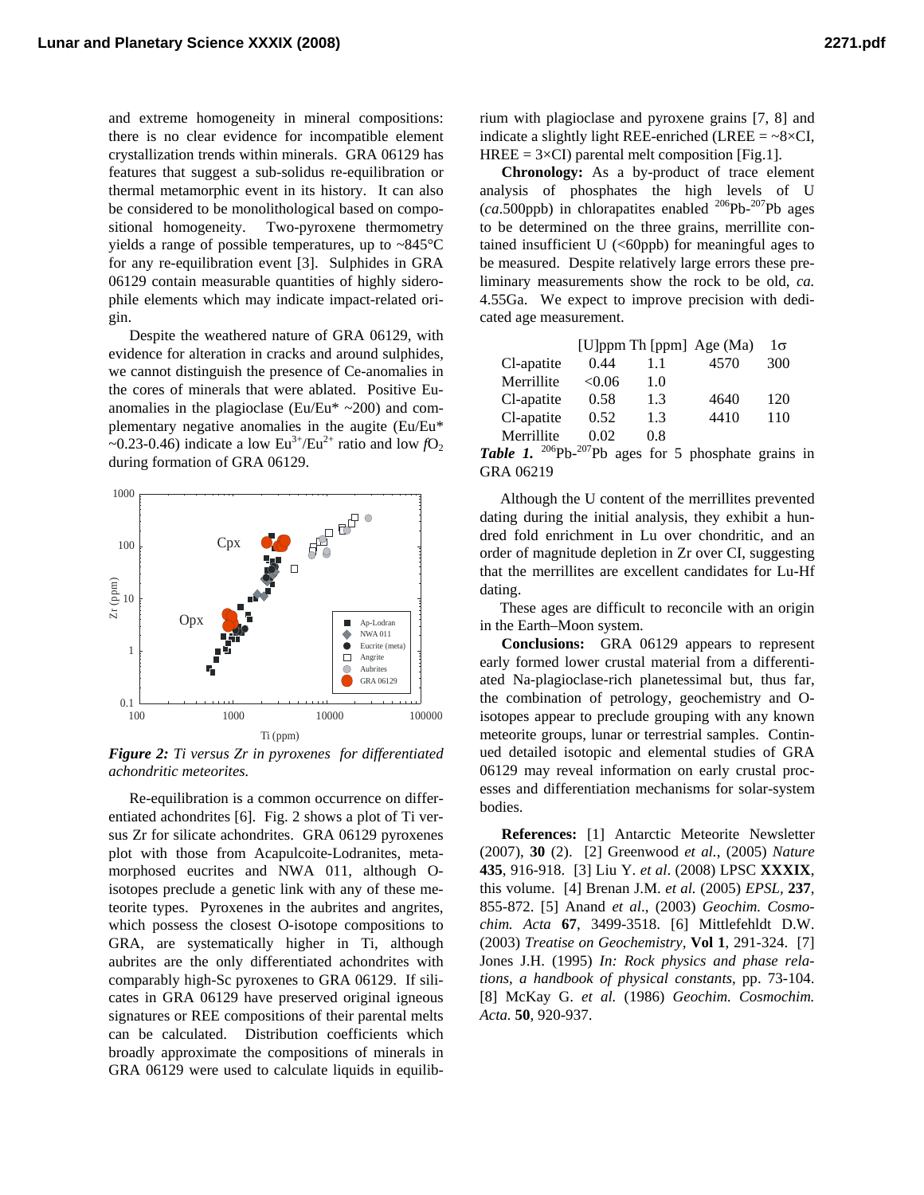and extreme homogeneity in mineral compositions: there is no clear evidence for incompatible element crystallization trends within minerals. GRA 06129 has features that suggest a sub-solidus re-equilibration or thermal metamorphic event in its history. It can also be considered to be monolithological based on compositional homogeneity. Two-pyroxene thermometry yields a range of possible temperatures, up to ~845°C for any re-equilibration event [3]. Sulphides in GRA 06129 contain measurable quantities of highly siderophile elements which may indicate impact-related origin.

Despite the weathered nature of GRA 06129, with evidence for alteration in cracks and around sulphides, we cannot distinguish the presence of Ce-anomalies in the cores of minerals that were ablated. Positive Eu-anomalies in the plagioclase (Eu/Eu* ~200) and complementary negative anomalies in the augite (Eu/Eu* ~0.23-0.46) indicate a low $Eu^{3+}/Eu^{2+}$ ratio and low $fO_2$ during formation of GRA 06129.

1000
100
10
1
0.1
Zr (ppm)
Cpx
Opx
100
1000
10000
100000
Ti (ppm)
Ap-Lodran
NWA 011
Eucrite (meta)
Angrite
Aubrites
GRA 06129

*Figure 2: Ti versus Zr in pyroxenes for differentiated achondritic meteorites.*

Re-equilibration is a common occurrence on differentiated achondrites [6]. Fig. 2 shows a plot of Ti versus Zr for silicate achondrites. GRA 06129 pyroxenes plot with those from Acapulcoite-Lodranites, metamorphosed eucrites and NWA 011, although O-isotopes preclude a genetic link with any of these meteorite types. Pyroxenes in the aubrites and angrites, which possess the closest O-isotope compositions to GRA, are systematically higher in Ti, although aubrites are the only differentiated achondrites with comparably high-Sc pyroxenes to GRA 06129. If silicates in GRA 06129 have preserved original igneous signatures or REE compositions of their parental melts can be calculated. Distribution coefficients which broadly approximate the compositions of minerals in GRA 06129 were used to calculate liquids in equilibrium with plagioclase and pyroxene grains [7, 8] and indicate a slightly light REE-enriched (LREE = ~8×CI, HREE = 3×CI) parental melt composition [Fig.1].

**Chronology:** As a by-product of trace element analysis of phosphates the high levels of U (*ca.*500ppb) in chlorapatites enabled $^{206}Pb$-$^{207}Pb$ ages to be determined on the three grains, merrillite contained insufficient U (<60ppb) for meaningful ages to be measured. Despite relatively large errors these preliminary measurements show the rock to be old, *ca.* 4.55Ga. We expect to improve precision with dedicated age measurement.

| | [U]ppm | Th [ppm] | Age (Ma) | 1σ |
|---|---|---|---|---|
| Cl-apatite | 0.44 | 1.1 | 4570 | 300 |
| Merrillite | <0.06 | 1.0 | | |
| Cl-apatite | 0.58 | 1.3 | 4640 | 120 |
| Cl-apatite | 0.52 | 1.3 | 4410 | 110 |
| Merrillite | 0.02 | 0.8 | | |

***Table 1.*** $^{206}Pb$-$^{207}Pb$ ages for 5 phosphate grains in GRA 06219

Although the U content of the merrillites prevented dating during the initial analysis, they exhibit a hundred fold enrichment in Lu over chondritic, and an order of magnitude depletion in Zr over CI, suggesting that the merrillites are excellent candidates for Lu-Hf dating.

These ages are difficult to reconcile with an origin in the Earth–Moon system.

**Conclusions:** GRA 06129 appears to represent early formed lower crustal material from a differentiated Na-plagioclase-rich planetessimal but, thus far, the combination of petrology, geochemistry and O-isotopes appear to preclude grouping with any known meteorite groups, lunar or terrestrial samples. Continued detailed isotopic and elemental studies of GRA 06129 may reveal information on early crustal processes and differentiation mechanisms for solar-system bodies.

**References:** [1] Antarctic Meteorite Newsletter (2007), **30** (2). [2] Greenwood *et al.*, (2005) *Nature* **435**, 916-918. [3] Liu Y. *et al*. (2008) LPSC **XXXIX**, this volume. [4] Brenan J.M. *et al.* (2005) *EPSL*, **237**, 855-872. [5] Anand *et al*., (2003) *Geochim. Cosmochim. Acta* **67**, 3499-3518. [6] Mittlefehldt D.W. (2003) *Treatise on Geochemistry*, **Vol 1**, 291-324. [7] Jones J.H. (1995) *In: Rock physics and phase relations, a handbook of physical constants*, pp. 73-104. [8] McKay G. *et al.* (1986) *Geochim. Cosmochim. Acta.* **50**, 920-937.